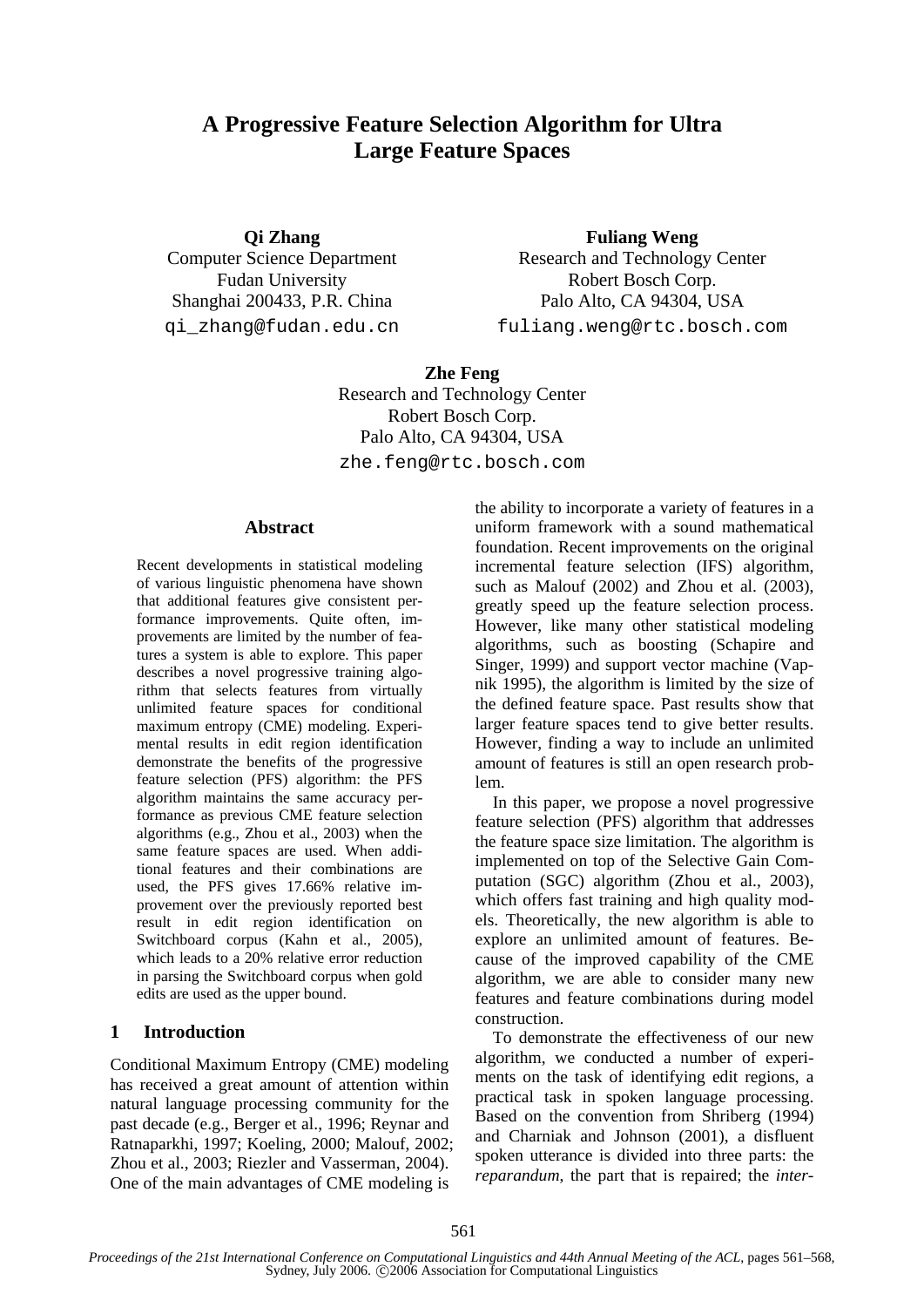# A Progressive Feature Selection Algorithm for Ultra Large Feature Spaces

**Qi Zhang**
Computer Science Department
Fudan University
Shanghai 200433, P.R. China
qi_zhang@fudan.edu.cn

**Fuliang Weng**
Research and Technology Center
Robert Bosch Corp.
Palo Alto, CA 94304, USA
fuliang.weng@rtc.bosch.com

**Zhe Feng**
Research and Technology Center
Robert Bosch Corp.
Palo Alto, CA 94304, USA
zhe.feng@rtc.bosch.com

## Abstract

Recent developments in statistical modeling of various linguistic phenomena have shown that additional features give consistent performance improvements. Quite often, improvements are limited by the number of features a system is able to explore. This paper describes a novel progressive training algorithm that selects features from virtually unlimited feature spaces for conditional maximum entropy (CME) modeling. Experimental results in edit region identification demonstrate the benefits of the progressive feature selection (PFS) algorithm: the PFS algorithm maintains the same accuracy performance as previous CME feature selection algorithms (e.g., Zhou et al., 2003) when the same feature spaces are used. When additional features and their combinations are used, the PFS gives 17.66% relative improvement over the previously reported best result in edit region identification on Switchboard corpus (Kahn et al., 2005), which leads to a 20% relative error reduction in parsing the Switchboard corpus when gold edits are used as the upper bound.

## 1 Introduction

Conditional Maximum Entropy (CME) modeling has received a great amount of attention within natural language processing community for the past decade (e.g., Berger et al., 1996; Reynar and Ratnaparkhi, 1997; Koeling, 2000; Malouf, 2002; Zhou et al., 2003; Riezler and Vasserman, 2004). One of the main advantages of CME modeling is the ability to incorporate a variety of features in a uniform framework with a sound mathematical foundation. Recent improvements on the original incremental feature selection (IFS) algorithm, such as Malouf (2002) and Zhou et al. (2003), greatly speed up the feature selection process. However, like many other statistical modeling algorithms, such as boosting (Schapire and Singer, 1999) and support vector machine (Vapnik 1995), the algorithm is limited by the size of the defined feature space. Past results show that larger feature spaces tend to give better results. However, finding a way to include an unlimited amount of features is still an open research problem.

In this paper, we propose a novel progressive feature selection (PFS) algorithm that addresses the feature space size limitation. The algorithm is implemented on top of the Selective Gain Computation (SGC) algorithm (Zhou et al., 2003), which offers fast training and high quality models. Theoretically, the new algorithm is able to explore an unlimited amount of features. Because of the improved capability of the CME algorithm, we are able to consider many new features and feature combinations during model construction.

To demonstrate the effectiveness of our new algorithm, we conducted a number of experiments on the task of identifying edit regions, a practical task in spoken language processing. Based on the convention from Shriberg (1994) and Charniak and Johnson (2001), a disfluent spoken utterance is divided into three parts: the *reparandum*, the part that is repaired; the *inter-*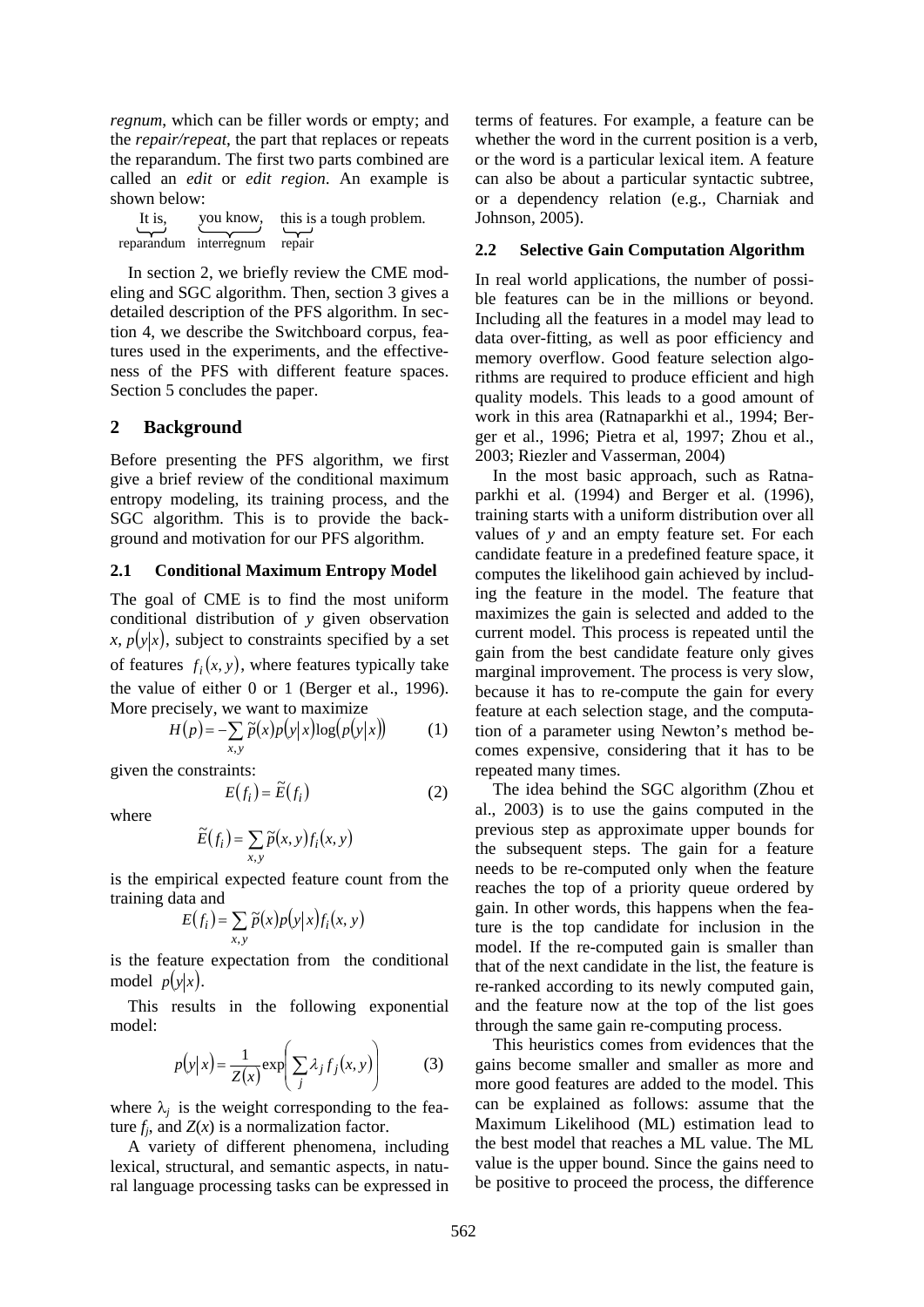*regnum*, which can be filler words or empty; and the *repair/repeat*, the part that replaces or repeats the reparandum. The first two parts combined are called an *edit* or *edit region*. An example is shown below:

$$\underbrace{\text{It is,}}_{\text{reparandum}}\ \underbrace{\text{you know,}}_{\text{interregnum}}\ \underbrace{\text{this is}}_{\text{repair}}\text{ a tough problem.}$$

In section 2, we briefly review the CME modeling and SGC algorithm. Then, section 3 gives a detailed description of the PFS algorithm. In section 4, we describe the Switchboard corpus, features used in the experiments, and the effectiveness of the PFS with different feature spaces. Section 5 concludes the paper.

## 2 Background

Before presenting the PFS algorithm, we first give a brief review of the conditional maximum entropy modeling, its training process, and the SGC algorithm. This is to provide the background and motivation for our PFS algorithm.

### 2.1 Conditional Maximum Entropy Model

The goal of CME is to find the most uniform conditional distribution of $y$ given observation $x$, $p(y|x)$, subject to constraints specified by a set of features $f_i(x, y)$, where features typically take the value of either 0 or 1 (Berger et al., 1996). More precisely, we want to maximize

$$H(p) = -\sum_{x,y} \tilde{p}(x)p(y|x)\log(p(y|x)) \qquad (1)$$

given the constraints:

$$E(f_i) = \tilde{E}(f_i) \qquad (2)$$

where

$$\tilde{E}(f_i) = \sum_{x,y} \tilde{p}(x, y)f_i(x, y)$$

is the empirical expected feature count from the training data and

$$E(f_i) = \sum_{x,y} \tilde{p}(x)p(y|x)f_i(x, y)$$

is the feature expectation from the conditional model $p(y|x)$.

This results in the following exponential model:

$$p(y|x) = \frac{1}{Z(x)}\exp\left(\sum_j \lambda_j f_j(x, y)\right) \qquad (3)$$

where $\lambda_j$ is the weight corresponding to the feature $f_j$, and $Z(x)$ is a normalization factor.

A variety of different phenomena, including lexical, structural, and semantic aspects, in natural language processing tasks can be expressed in terms of features. For example, a feature can be whether the word in the current position is a verb, or the word is a particular lexical item. A feature can also be about a particular syntactic subtree, or a dependency relation (e.g., Charniak and Johnson, 2005).

### 2.2 Selective Gain Computation Algorithm

In real world applications, the number of possible features can be in the millions or beyond. Including all the features in a model may lead to data over-fitting, as well as poor efficiency and memory overflow. Good feature selection algorithms are required to produce efficient and high quality models. This leads to a good amount of work in this area (Ratnaparkhi et al., 1994; Berger et al., 1996; Pietra et al, 1997; Zhou et al., 2003; Riezler and Vasserman, 2004)

In the most basic approach, such as Ratnaparkhi et al. (1994) and Berger et al. (1996), training starts with a uniform distribution over all values of $y$ and an empty feature set. For each candidate feature in a predefined feature space, it computes the likelihood gain achieved by including the feature in the model. The feature that maximizes the gain is selected and added to the current model. This process is repeated until the gain from the best candidate feature only gives marginal improvement. The process is very slow, because it has to re-compute the gain for every feature at each selection stage, and the computation of a parameter using Newton's method becomes expensive, considering that it has to be repeated many times.

The idea behind the SGC algorithm (Zhou et al., 2003) is to use the gains computed in the previous step as approximate upper bounds for the subsequent steps. The gain for a feature needs to be re-computed only when the feature reaches the top of a priority queue ordered by gain. In other words, this happens when the feature is the top candidate for inclusion in the model. If the re-computed gain is smaller than that of the next candidate in the list, the feature is re-ranked according to its newly computed gain, and the feature now at the top of the list goes through the same gain re-computing process.

This heuristics comes from evidences that the gains become smaller and smaller as more and more good features are added to the model. This can be explained as follows: assume that the Maximum Likelihood (ML) estimation lead to the best model that reaches a ML value. The ML value is the upper bound. Since the gains need to be positive to proceed the process, the difference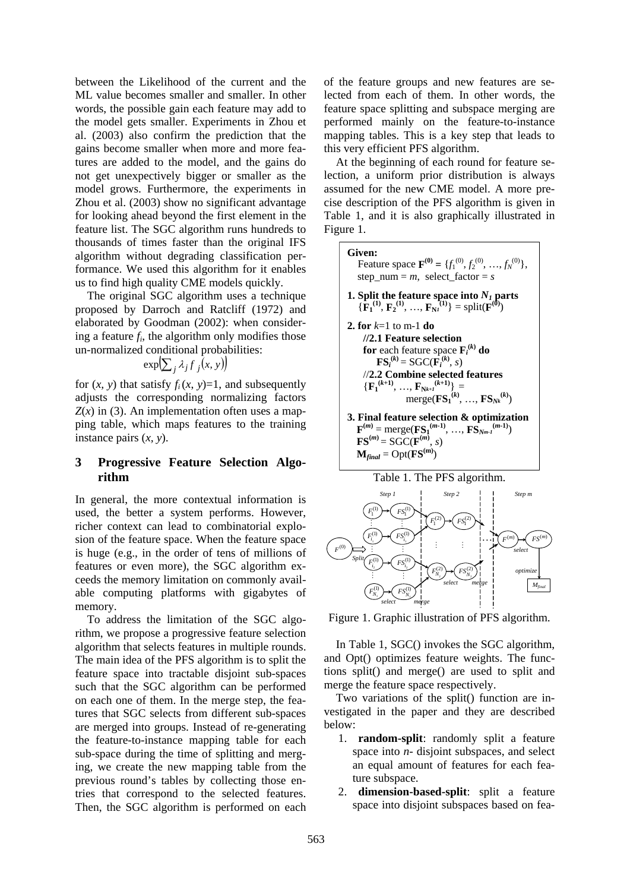between the Likelihood of the current and the ML value becomes smaller and smaller. In other words, the possible gain each feature may add to the model gets smaller. Experiments in Zhou et al. (2003) also confirm the prediction that the gains become smaller when more and more features are added to the model, and the gains do not get unexpectively bigger or smaller as the model grows. Furthermore, the experiments in Zhou et al. (2003) show no significant advantage for looking ahead beyond the first element in the feature list. The SGC algorithm runs hundreds to thousands of times faster than the original IFS algorithm without degrading classification performance. We used this algorithm for it enables us to find high quality CME models quickly.

The original SGC algorithm uses a technique proposed by Darroch and Ratcliff (1972) and elaborated by Goodman (2002): when considering a feature $f_i$, the algorithm only modifies those un-normalized conditional probabilities:

$$\exp\left(\sum_j \lambda_j f_j(x, y)\right)$$

for $(x, y)$ that satisfy $f_i(x, y)$=1, and subsequently adjusts the corresponding normalizing factors $Z(x)$ in (3). An implementation often uses a mapping table, which maps features to the training instance pairs $(x, y)$.

## 3 Progressive Feature Selection Algorithm

In general, the more contextual information is used, the better a system performs. However, richer context can lead to combinatorial explosion of the feature space. When the feature space is huge (e.g., in the order of tens of millions of features or even more), the SGC algorithm exceeds the memory limitation on commonly available computing platforms with gigabytes of memory.

To address the limitation of the SGC algorithm, we propose a progressive feature selection algorithm that selects features in multiple rounds. The main idea of the PFS algorithm is to split the feature space into tractable disjoint sub-spaces such that the SGC algorithm can be performed on each one of them. In the merge step, the features that SGC selects from different sub-spaces are merged into groups. Instead of re-generating the feature-to-instance mapping table for each sub-space during the time of splitting and merging, we create the new mapping table from the previous round's tables by collecting those entries that correspond to the selected features. Then, the SGC algorithm is performed on each of the feature groups and new features are selected from each of them. In other words, the feature space splitting and subspace merging are performed mainly on the feature-to-instance mapping tables. This is a key step that leads to this very efficient PFS algorithm.

At the beginning of each round for feature selection, a uniform prior distribution is always assumed for the new CME model. A more precise description of the PFS algorithm is given in Table 1, and it is also graphically illustrated in Figure 1.

**Given:**
Feature space $\mathbf{F}^{(0)} = \{f_1^{(0)}, f_2^{(0)}, \ldots, f_N^{(0)}\}$,
step_num = $m$, select_factor = $s$

**1. Split the feature space into $N_1$ parts**
$\{\mathbf{F_1}^{(1)}, \mathbf{F_2}^{(1)}, \ldots, \mathbf{F}_{\mathbf{N}_1}^{(1)}\}$ = split($\mathbf{F}^{(0)}$)

**2. for** $k$=1 to m-1 **do**
  **//2.1 Feature selection**
  **for** each feature space $\mathbf{F}_i^{(k)}$ **do**
    $\mathbf{FS}_i^{(k)}$ = SGC($\mathbf{F}_i^{(k)}$, $s$)
  //**2.2 Combine selected features**
  $\{\mathbf{F_1}^{(k+1)}, \ldots, \mathbf{F}_{\mathbf{N}_{k+1}}^{(k+1)}\}$ = merge($\mathbf{FS_1}^{(k)}, \ldots, \mathbf{FS}_{\mathbf{N}_k}^{(k)}$)

**3. Final feature selection & optimization**
$\mathbf{F}^{(m)}$ = merge($\mathbf{FS_1}^{(m-1)}, \ldots, \mathbf{FS}_{\mathbf{N}_{m-1}}^{(m-1)}$)
$\mathbf{FS}^{(m)}$ = SGC($\mathbf{F}^{(m)}$, $s$)
$\mathbf{M}_{final}$ = Opt($\mathbf{FS}^{(m)}$)

Table 1. The PFS algorithm.

Figure 1. Graphic illustration of PFS algorithm.

In Table 1, SGC() invokes the SGC algorithm, and Opt() optimizes feature weights. The functions split() and merge() are used to split and merge the feature space respectively.

Two variations of the split() function are investigated in the paper and they are described below:

1. **random-split**: randomly split a feature space into $n$- disjoint subspaces, and select an equal amount of features for each feature subspace.
2. **dimension-based-split**: split a feature space into disjoint subspaces based on fea-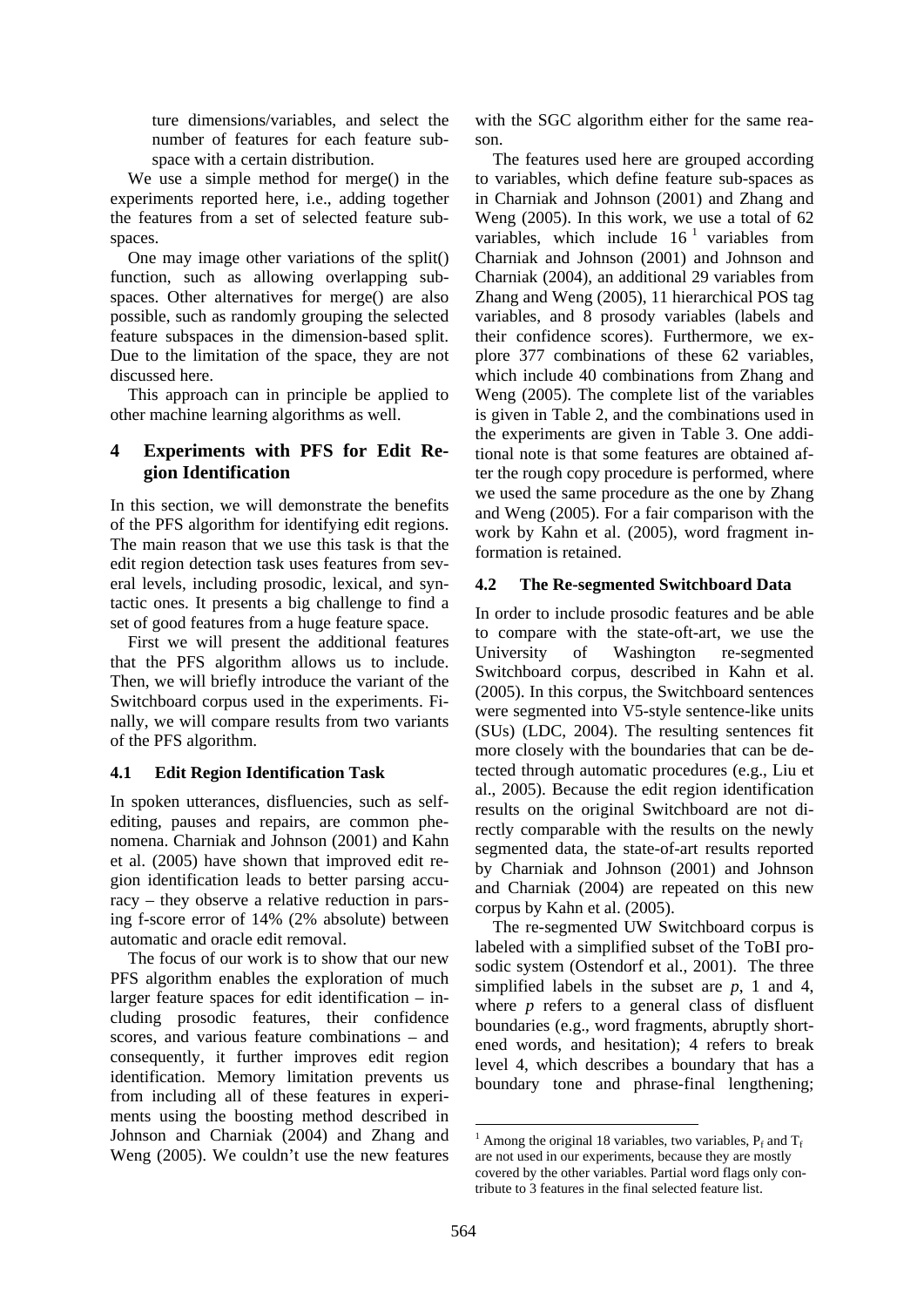ture dimensions/variables, and select the number of features for each feature subspace with a certain distribution.

We use a simple method for merge() in the experiments reported here, i.e., adding together the features from a set of selected feature subspaces.

One may image other variations of the split() function, such as allowing overlapping subspaces. Other alternatives for merge() are also possible, such as randomly grouping the selected feature subspaces in the dimension-based split. Due to the limitation of the space, they are not discussed here.

This approach can in principle be applied to other machine learning algorithms as well.

## 4 Experiments with PFS for Edit Region Identification

In this section, we will demonstrate the benefits of the PFS algorithm for identifying edit regions. The main reason that we use this task is that the edit region detection task uses features from several levels, including prosodic, lexical, and syntactic ones. It presents a big challenge to find a set of good features from a huge feature space.

First we will present the additional features that the PFS algorithm allows us to include. Then, we will briefly introduce the variant of the Switchboard corpus used in the experiments. Finally, we will compare results from two variants of the PFS algorithm.

### 4.1 Edit Region Identification Task

In spoken utterances, disfluencies, such as self-editing, pauses and repairs, are common phenomena. Charniak and Johnson (2001) and Kahn et al. (2005) have shown that improved edit region identification leads to better parsing accuracy – they observe a relative reduction in parsing f-score error of 14% (2% absolute) between automatic and oracle edit removal.

The focus of our work is to show that our new PFS algorithm enables the exploration of much larger feature spaces for edit identification – including prosodic features, their confidence scores, and various feature combinations – and consequently, it further improves edit region identification. Memory limitation prevents us from including all of these features in experiments using the boosting method described in Johnson and Charniak (2004) and Zhang and Weng (2005). We couldn't use the new features with the SGC algorithm either for the same reason.

The features used here are grouped according to variables, which define feature sub-spaces as in Charniak and Johnson (2001) and Zhang and Weng (2005). In this work, we use a total of 62 variables, which include 16 [1] variables from Charniak and Johnson (2001) and Johnson and Charniak (2004), an additional 29 variables from Zhang and Weng (2005), 11 hierarchical POS tag variables, and 8 prosody variables (labels and their confidence scores). Furthermore, we explore 377 combinations of these 62 variables, which include 40 combinations from Zhang and Weng (2005). The complete list of the variables is given in Table 2, and the combinations used in the experiments are given in Table 3. One additional note is that some features are obtained after the rough copy procedure is performed, where we used the same procedure as the one by Zhang and Weng (2005). For a fair comparison with the work by Kahn et al. (2005), word fragment information is retained.

### 4.2 The Re-segmented Switchboard Data

In order to include prosodic features and be able to compare with the state-oft-art, we use the University of Washington re-segmented Switchboard corpus, described in Kahn et al. (2005). In this corpus, the Switchboard sentences were segmented into V5-style sentence-like units (SUs) (LDC, 2004). The resulting sentences fit more closely with the boundaries that can be detected through automatic procedures (e.g., Liu et al., 2005). Because the edit region identification results on the original Switchboard are not directly comparable with the results on the newly segmented data, the state-of-art results reported by Charniak and Johnson (2001) and Johnson and Charniak (2004) are repeated on this new corpus by Kahn et al. (2005).

The re-segmented UW Switchboard corpus is labeled with a simplified subset of the ToBI prosodic system (Ostendorf et al., 2001). The three simplified labels in the subset are *p*, 1 and 4, where *p* refers to a general class of disfluent boundaries (e.g., word fragments, abruptly shortened words, and hesitation); 4 refers to break level 4, which describes a boundary that has a boundary tone and phrase-final lengthening;

[1] Among the original 18 variables, two variables, $P_f$ and $T_f$ are not used in our experiments, because they are mostly covered by the other variables. Partial word flags only contribute to 3 features in the final selected feature list.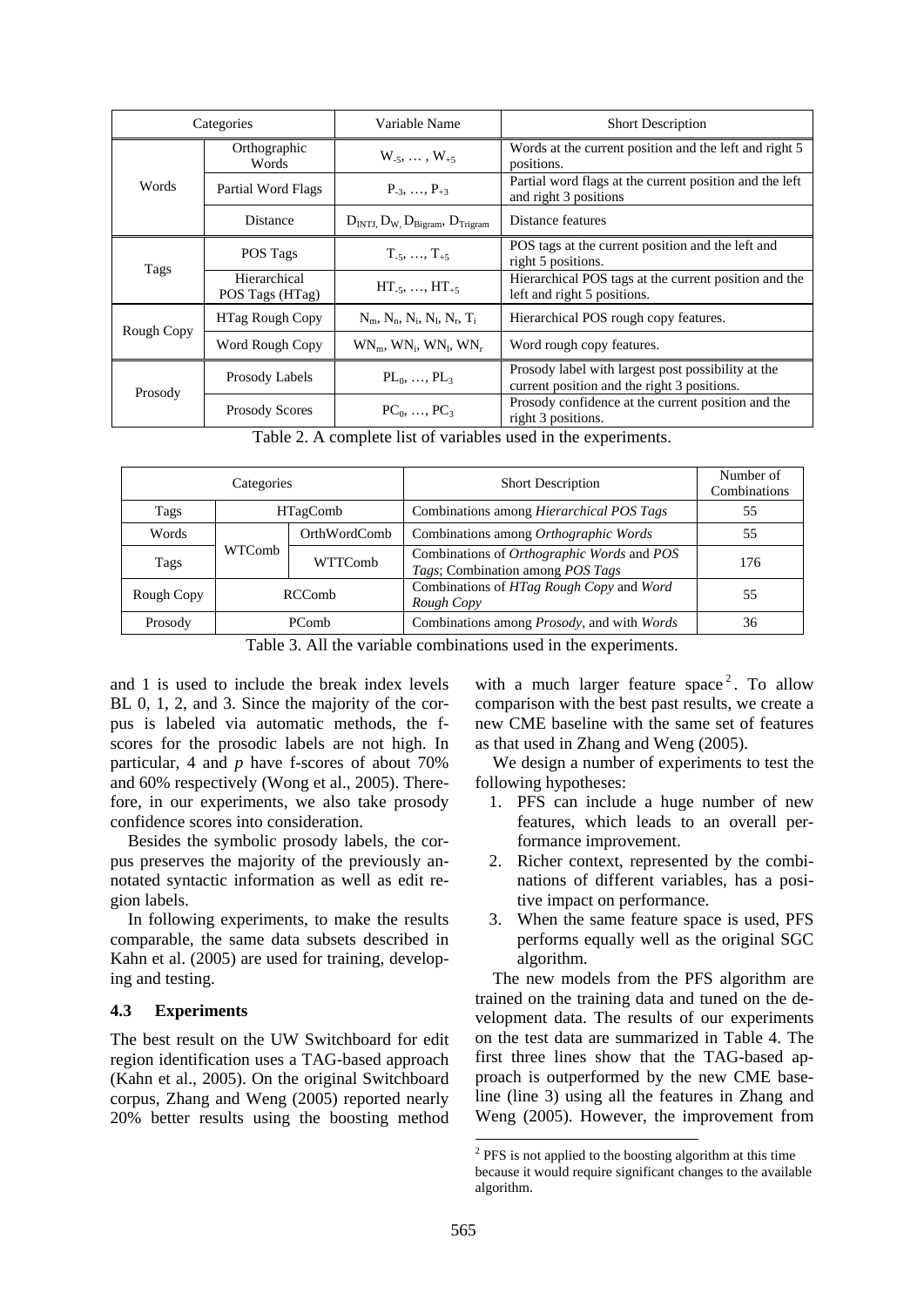| Categories | | Variable Name | Short Description |
|---|---|---|---|
| Words | Orthographic Words | $W_{-5}, \ldots, W_{+5}$ | Words at the current position and the left and right 5 positions. |
| | Partial Word Flags | $P_{-3}, \ldots, P_{+3}$ | Partial word flags at the current position and the left and right 3 positions |
| | Distance | $D_{INTJ}, D_W, D_{Bigram}, D_{Trigram}$ | Distance features |
| Tags | POS Tags | $T_{-5}, \ldots, T_{+5}$ | POS tags at the current position and the left and right 5 positions. |
| | Hierarchical POS Tags (HTag) | $HT_{-5}, \ldots, HT_{+5}$ | Hierarchical POS tags at the current position and the left and right 5 positions. |
| Rough Copy | HTag Rough Copy | $N_m, N_n, N_i, N_l, N_r, T_i$ | Hierarchical POS rough copy features. |
| | Word Rough Copy | $WN_m, WN_i, WN_l, WN_r$ | Word rough copy features. |
| Prosody | Prosody Labels | $PL_0, \ldots, PL_3$ | Prosody label with largest post possibility at the current position and the right 3 positions. |
| | Prosody Scores | $PC_0, \ldots, PC_3$ | Prosody confidence at the current position and the right 3 positions. |

Table 2. A complete list of variables used in the experiments.

| Categories | | | Short Description | Number of Combinations |
|---|---|---|---|---|
| Tags | HTagComb | | Combinations among *Hierarchical POS Tags* | 55 |
| Words | WTComb | OrthWordComb | Combinations among *Orthographic Words* | 55 |
| Tags | | WTTComb | Combinations of *Orthographic Words* and *POS Tags*; Combination among *POS Tags* | 176 |
| Rough Copy | RCComb | | Combinations of *HTag Rough Copy* and *Word Rough Copy* | 55 |
| Prosody | PComb | | Combinations among *Prosody*, and with *Words* | 36 |

Table 3. All the variable combinations used in the experiments.

and 1 is used to include the break index levels BL 0, 1, 2, and 3. Since the majority of the corpus is labeled via automatic methods, the f-scores for the prosodic labels are not high. In particular, 4 and *p* have f-scores of about 70% and 60% respectively (Wong et al., 2005). Therefore, in our experiments, we also take prosody confidence scores into consideration.

Besides the symbolic prosody labels, the corpus preserves the majority of the previously annotated syntactic information as well as edit region labels.

In following experiments, to make the results comparable, the same data subsets described in Kahn et al. (2005) are used for training, developing and testing.

### 4.3 Experiments

The best result on the UW Switchboard for edit region identification uses a TAG-based approach (Kahn et al., 2005). On the original Switchboard corpus, Zhang and Weng (2005) reported nearly 20% better results using the boosting method with a much larger feature space[2]. To allow comparison with the best past results, we create a new CME baseline with the same set of features as that used in Zhang and Weng (2005).

We design a number of experiments to test the following hypotheses:

1. PFS can include a huge number of new features, which leads to an overall performance improvement.
2. Richer context, represented by the combinations of different variables, has a positive impact on performance.
3. When the same feature space is used, PFS performs equally well as the original SGC algorithm.

The new models from the PFS algorithm are trained on the training data and tuned on the development data. The results of our experiments on the test data are summarized in Table 4. The first three lines show that the TAG-based approach is outperformed by the new CME baseline (line 3) using all the features in Zhang and Weng (2005). However, the improvement from

[2] PFS is not applied to the boosting algorithm at this time because it would require significant changes to the available algorithm.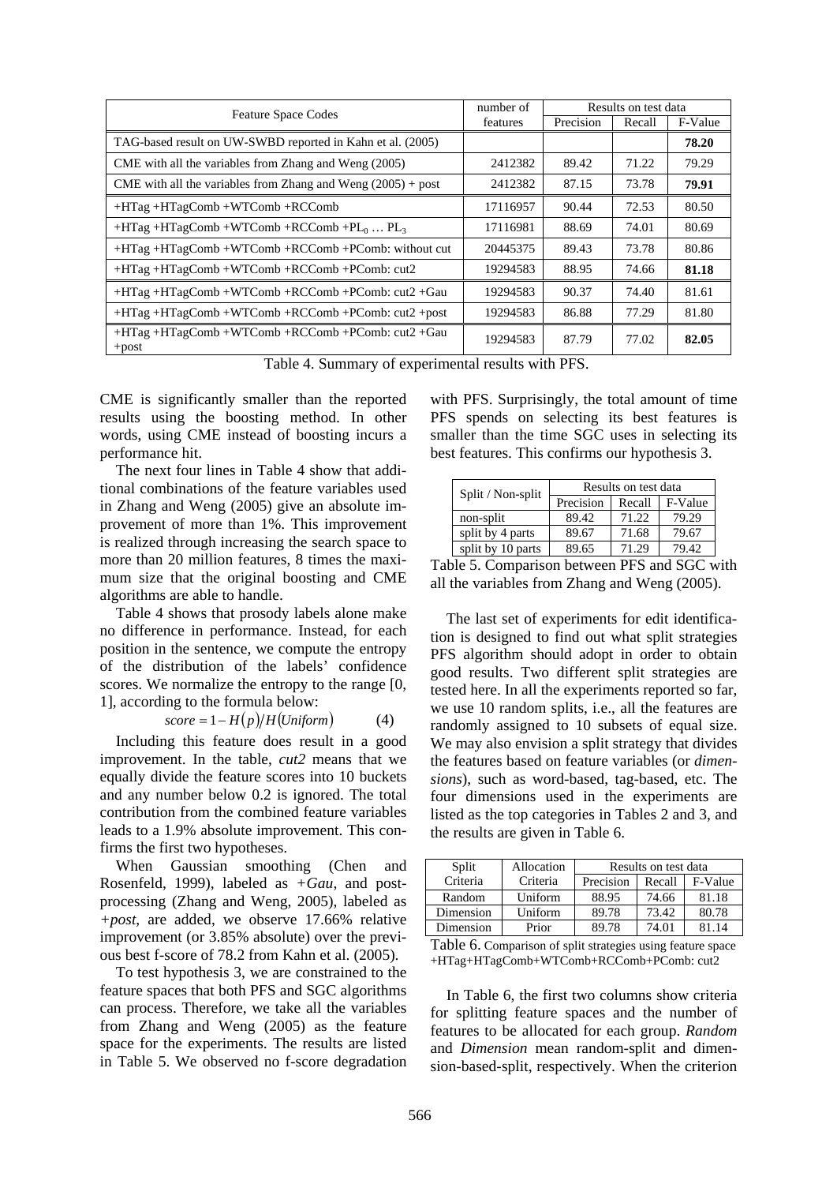| Feature Space Codes | number of features | Results on test data | | |
|---|---|---|---|---|
| | | Precision | Recall | F-Value |
| TAG-based result on UW-SWBD reported in Kahn et al. (2005) | | | | **78.20** |
| CME with all the variables from Zhang and Weng (2005) | 2412382 | 89.42 | 71.22 | 79.29 |
| CME with all the variables from Zhang and Weng (2005) + post | 2412382 | 87.15 | 73.78 | **79.91** |
| +HTag +HTagComb +WTComb +RCComb | 17116957 | 90.44 | 72.53 | 80.50 |
| +HTag +HTagComb +WTComb +RCComb +$PL_0$ … $PL_3$ | 17116981 | 88.69 | 74.01 | 80.69 |
| +HTag +HTagComb +WTComb +RCComb +PComb: without cut | 20445375 | 89.43 | 73.78 | 80.86 |
| +HTag +HTagComb +WTComb +RCComb +PComb: cut2 | 19294583 | 88.95 | 74.66 | **81.18** |
| +HTag +HTagComb +WTComb +RCComb +PComb: cut2 +Gau | 19294583 | 90.37 | 74.40 | 81.61 |
| +HTag +HTagComb +WTComb +RCComb +PComb: cut2 +post | 19294583 | 86.88 | 77.29 | 81.80 |
| +HTag +HTagComb +WTComb +RCComb +PComb: cut2 +Gau +post | 19294583 | 87.79 | 77.02 | **82.05** |

Table 4. Summary of experimental results with PFS.

CME is significantly smaller than the reported results using the boosting method. In other words, using CME instead of boosting incurs a performance hit.

The next four lines in Table 4 show that additional combinations of the feature variables used in Zhang and Weng (2005) give an absolute improvement of more than 1%. This improvement is realized through increasing the search space to more than 20 million features, 8 times the maximum size that the original boosting and CME algorithms are able to handle.

Table 4 shows that prosody labels alone make no difference in performance. Instead, for each position in the sentence, we compute the entropy of the distribution of the labels' confidence scores. We normalize the entropy to the range [0, 1], according to the formula below:

$$score = 1 - H(p)/H(Uniform) \qquad (4)$$

Including this feature does result in a good improvement. In the table, *cut2* means that we equally divide the feature scores into 10 buckets and any number below 0.2 is ignored. The total contribution from the combined feature variables leads to a 1.9% absolute improvement. This confirms the first two hypotheses.

When Gaussian smoothing (Chen and Rosenfeld, 1999), labeled as *+Gau*, and post-processing (Zhang and Weng, 2005), labeled as *+post*, are added, we observe 17.66% relative improvement (or 3.85% absolute) over the previous best f-score of 78.2 from Kahn et al. (2005).

To test hypothesis 3, we are constrained to the feature spaces that both PFS and SGC algorithms can process. Therefore, we take all the variables from Zhang and Weng (2005) as the feature space for the experiments. The results are listed in Table 5. We observed no f-score degradation with PFS. Surprisingly, the total amount of time PFS spends on selecting its best features is smaller than the time SGC uses in selecting its best features. This confirms our hypothesis 3.

| Split / Non-split | Results on test data | | |
|---|---|---|---|
| | Precision | Recall | F-Value |
| non-split | 89.42 | 71.22 | 79.29 |
| split by 4 parts | 89.67 | 71.68 | 79.67 |
| split by 10 parts | 89.65 | 71.29 | 79.42 |

Table 5. Comparison between PFS and SGC with all the variables from Zhang and Weng (2005).

The last set of experiments for edit identification is designed to find out what split strategies PFS algorithm should adopt in order to obtain good results. Two different split strategies are tested here. In all the experiments reported so far, we use 10 random splits, i.e., all the features are randomly assigned to 10 subsets of equal size. We may also envision a split strategy that divides the features based on feature variables (or *dimensions*), such as word-based, tag-based, etc. The four dimensions used in the experiments are listed as the top categories in Tables 2 and 3, and the results are given in Table 6.

| Split Criteria | Allocation Criteria | Results on test data | | |
|---|---|---|---|---|
| | | Precision | Recall | F-Value |
| Random | Uniform | 88.95 | 74.66 | 81.18 |
| Dimension | Uniform | 89.78 | 73.42 | 80.78 |
| Dimension | Prior | 89.78 | 74.01 | 81.14 |

Table 6. Comparison of split strategies using feature space +HTag+HTagComb+WTComb+RCComb+PComb: cut2

In Table 6, the first two columns show criteria for splitting feature spaces and the number of features to be allocated for each group. *Random* and *Dimension* mean random-split and dimension-based-split, respectively. When the criterion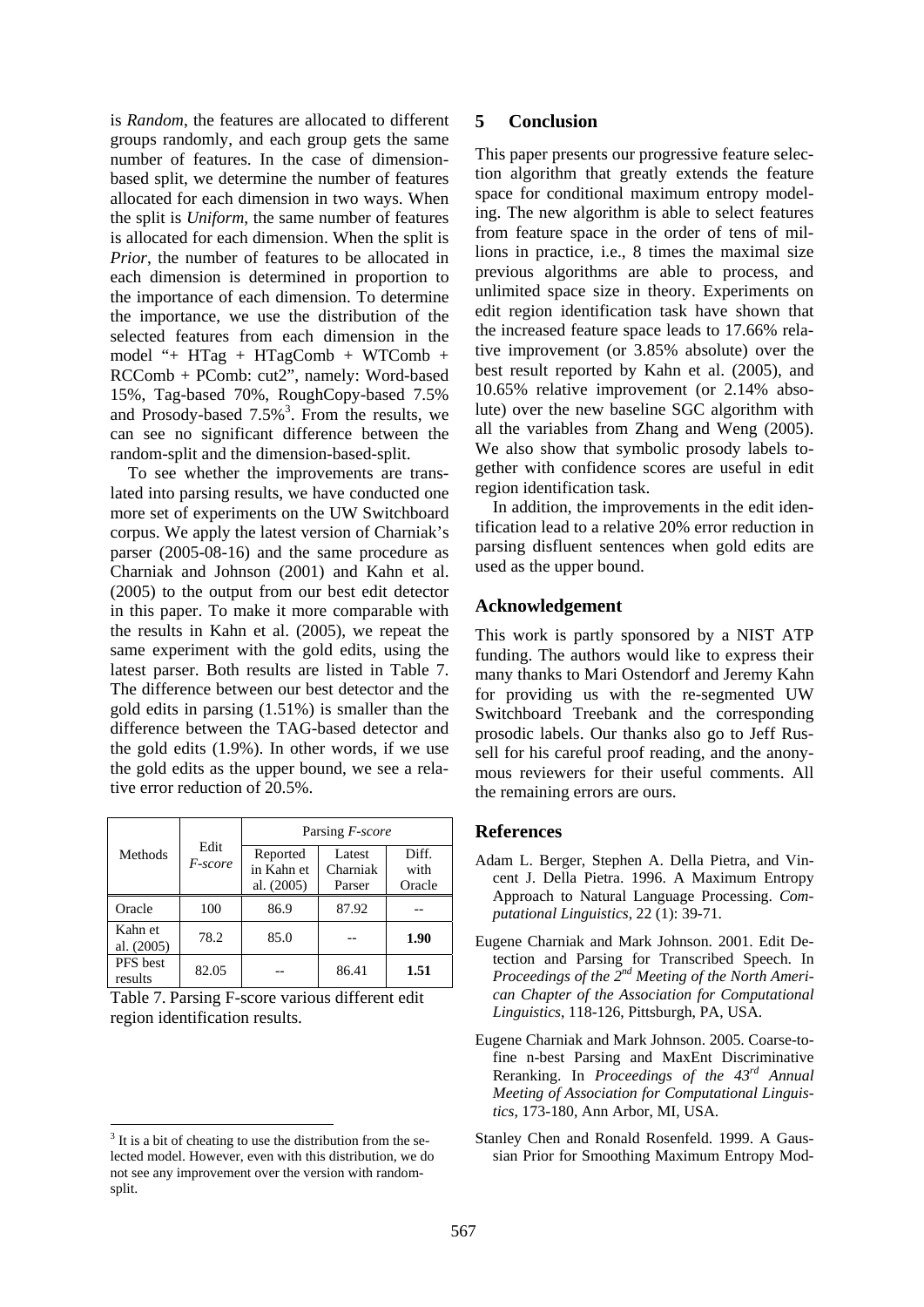is *Random*, the features are allocated to different groups randomly, and each group gets the same number of features. In the case of dimension-based split, we determine the number of features allocated for each dimension in two ways. When the split is *Uniform*, the same number of features is allocated for each dimension. When the split is *Prior*, the number of features to be allocated in each dimension is determined in proportion to the importance of each dimension. To determine the importance, we use the distribution of the selected features from each dimension in the model "+ HTag + HTagComb + WTComb + RCComb + PComb: cut2", namely: Word-based 15%, Tag-based 70%, RoughCopy-based 7.5% and Prosody-based 7.5%[3]. From the results, we can see no significant difference between the random-split and the dimension-based-split.

To see whether the improvements are translated into parsing results, we have conducted one more set of experiments on the UW Switchboard corpus. We apply the latest version of Charniak's parser (2005-08-16) and the same procedure as Charniak and Johnson (2001) and Kahn et al. (2005) to the output from our best edit detector in this paper. To make it more comparable with the results in Kahn et al. (2005), we repeat the same experiment with the gold edits, using the latest parser. Both results are listed in Table 7. The difference between our best detector and the gold edits in parsing (1.51%) is smaller than the difference between the TAG-based detector and the gold edits (1.9%). In other words, if we use the gold edits as the upper bound, we see a relative error reduction of 20.5%.

| Methods | Edit *F-score* | Parsing *F-score* | | |
|---|---|---|---|---|
| | | Reported in Kahn et al. (2005) | Latest Charniak Parser | Diff. with Oracle |
| Oracle | 100 | 86.9 | 87.92 | -- |
| Kahn et al. (2005) | 78.2 | 85.0 | -- | **1.90** |
| PFS best results | 82.05 | -- | 86.41 | **1.51** |

Table 7. Parsing F-score various different edit region identification results.

[3] It is a bit of cheating to use the distribution from the selected model. However, even with this distribution, we do not see any improvement over the version with random-split.

## 5 Conclusion

This paper presents our progressive feature selection algorithm that greatly extends the feature space for conditional maximum entropy modeling. The new algorithm is able to select features from feature space in the order of tens of millions in practice, i.e., 8 times the maximal size previous algorithms are able to process, and unlimited space size in theory. Experiments on edit region identification task have shown that the increased feature space leads to 17.66% relative improvement (or 3.85% absolute) over the best result reported by Kahn et al. (2005), and 10.65% relative improvement (or 2.14% absolute) over the new baseline SGC algorithm with all the variables from Zhang and Weng (2005). We also show that symbolic prosody labels together with confidence scores are useful in edit region identification task.

In addition, the improvements in the edit identification lead to a relative 20% error reduction in parsing disfluent sentences when gold edits are used as the upper bound.

## Acknowledgement

This work is partly sponsored by a NIST ATP funding. The authors would like to express their many thanks to Mari Ostendorf and Jeremy Kahn for providing us with the re-segmented UW Switchboard Treebank and the corresponding prosodic labels. Our thanks also go to Jeff Russell for his careful proof reading, and the anonymous reviewers for their useful comments. All the remaining errors are ours.

## References

Adam L. Berger, Stephen A. Della Pietra, and Vincent J. Della Pietra. 1996. A Maximum Entropy Approach to Natural Language Processing. *Computational Linguistics*, 22 (1): 39-71.

Eugene Charniak and Mark Johnson. 2001. Edit Detection and Parsing for Transcribed Speech. In *Proceedings of the 2nd Meeting of the North American Chapter of the Association for Computational Linguistics*, 118-126, Pittsburgh, PA, USA.

Eugene Charniak and Mark Johnson. 2005. Coarse-to-fine n-best Parsing and MaxEnt Discriminative Reranking. In *Proceedings of the 43rd Annual Meeting of Association for Computational Linguistics*, 173-180, Ann Arbor, MI, USA.

Stanley Chen and Ronald Rosenfeld. 1999. A Gaussian Prior for Smoothing Maximum Entropy Mod-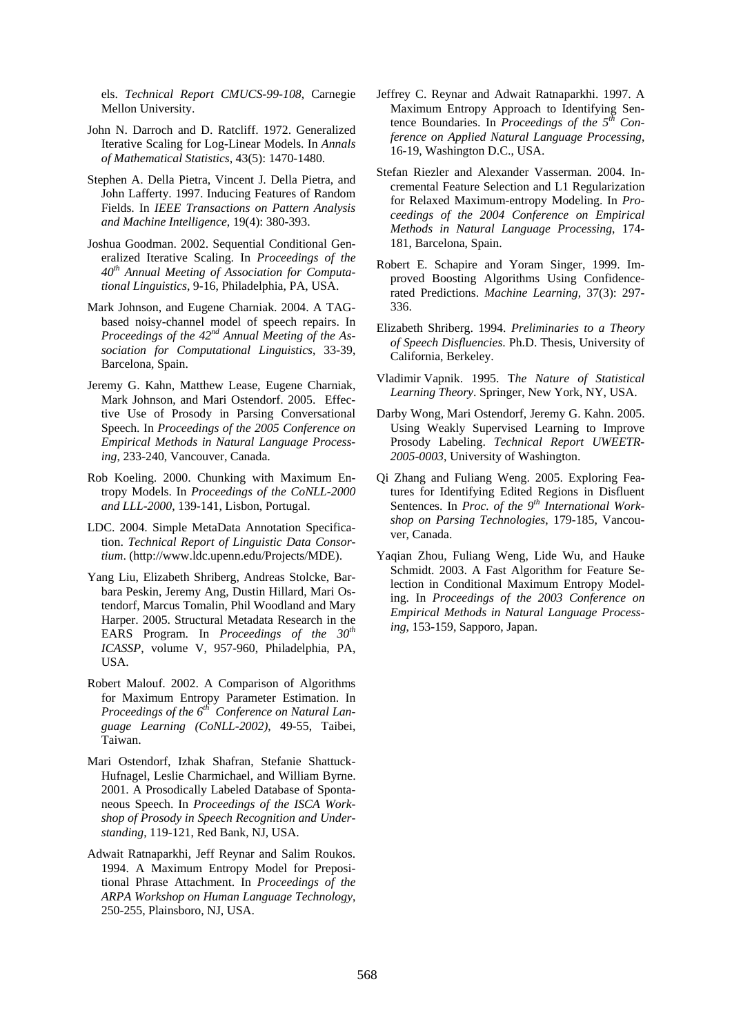els. *Technical Report CMUCS-99-108*, Carnegie Mellon University.

John N. Darroch and D. Ratcliff. 1972. Generalized Iterative Scaling for Log-Linear Models. In *Annals of Mathematical Statistics*, 43(5): 1470-1480.

Stephen A. Della Pietra, Vincent J. Della Pietra, and John Lafferty. 1997. Inducing Features of Random Fields. In *IEEE Transactions on Pattern Analysis and Machine Intelligence*, 19(4): 380-393.

Joshua Goodman. 2002. Sequential Conditional Generalized Iterative Scaling. In *Proceedings of the 40th Annual Meeting of Association for Computational Linguistics*, 9-16, Philadelphia, PA, USA.

Mark Johnson, and Eugene Charniak. 2004. A TAG-based noisy-channel model of speech repairs. In *Proceedings of the 42nd Annual Meeting of the Association for Computational Linguistics*, 33-39, Barcelona, Spain.

Jeremy G. Kahn, Matthew Lease, Eugene Charniak, Mark Johnson, and Mari Ostendorf. 2005. Effective Use of Prosody in Parsing Conversational Speech. In *Proceedings of the 2005 Conference on Empirical Methods in Natural Language Processing*, 233-240, Vancouver, Canada.

Rob Koeling. 2000. Chunking with Maximum Entropy Models. In *Proceedings of the CoNLL-2000 and LLL-2000*, 139-141, Lisbon, Portugal.

LDC. 2004. Simple MetaData Annotation Specification. *Technical Report of Linguistic Data Consortium*. (http://www.ldc.upenn.edu/Projects/MDE).

Yang Liu, Elizabeth Shriberg, Andreas Stolcke, Barbara Peskin, Jeremy Ang, Dustin Hillard, Mari Ostendorf, Marcus Tomalin, Phil Woodland and Mary Harper. 2005. Structural Metadata Research in the EARS Program. In *Proceedings of the 30th ICASSP*, volume V, 957-960, Philadelphia, PA, USA.

Robert Malouf. 2002. A Comparison of Algorithms for Maximum Entropy Parameter Estimation. In *Proceedings of the 6th Conference on Natural Language Learning (CoNLL-2002)*, 49-55, Taibei, Taiwan.

Mari Ostendorf, Izhak Shafran, Stefanie Shattuck-Hufnagel, Leslie Charmichael, and William Byrne. 2001. A Prosodically Labeled Database of Spontaneous Speech. In *Proceedings of the ISCA Workshop of Prosody in Speech Recognition and Understanding*, 119-121, Red Bank, NJ, USA.

Adwait Ratnaparkhi, Jeff Reynar and Salim Roukos. 1994. A Maximum Entropy Model for Prepositional Phrase Attachment. In *Proceedings of the ARPA Workshop on Human Language Technology*, 250-255, Plainsboro, NJ, USA.

Jeffrey C. Reynar and Adwait Ratnaparkhi. 1997. A Maximum Entropy Approach to Identifying Sentence Boundaries. In *Proceedings of the 5th Conference on Applied Natural Language Processing*, 16-19, Washington D.C., USA.

Stefan Riezler and Alexander Vasserman. 2004. Incremental Feature Selection and L1 Regularization for Relaxed Maximum-entropy Modeling. In *Proceedings of the 2004 Conference on Empirical Methods in Natural Language Processing*, 174-181, Barcelona, Spain.

Robert E. Schapire and Yoram Singer, 1999. Improved Boosting Algorithms Using Confidence-rated Predictions. *Machine Learning*, 37(3): 297-336.

Elizabeth Shriberg. 1994. *Preliminaries to a Theory of Speech Disfluencies*. Ph.D. Thesis, University of California, Berkeley.

Vladimir Vapnik. 1995. *The Nature of Statistical Learning Theory*. Springer, New York, NY, USA.

Darby Wong, Mari Ostendorf, Jeremy G. Kahn. 2005. Using Weakly Supervised Learning to Improve Prosody Labeling. *Technical Report UWEETR-2005-0003*, University of Washington.

Qi Zhang and Fuliang Weng. 2005. Exploring Features for Identifying Edited Regions in Disfluent Sentences. In *Proc. of the 9th International Workshop on Parsing Technologies*, 179-185, Vancouver, Canada.

Yaqian Zhou, Fuliang Weng, Lide Wu, and Hauke Schmidt. 2003. A Fast Algorithm for Feature Selection in Conditional Maximum Entropy Modeling. In *Proceedings of the 2003 Conference on Empirical Methods in Natural Language Processing*, 153-159, Sapporo, Japan.